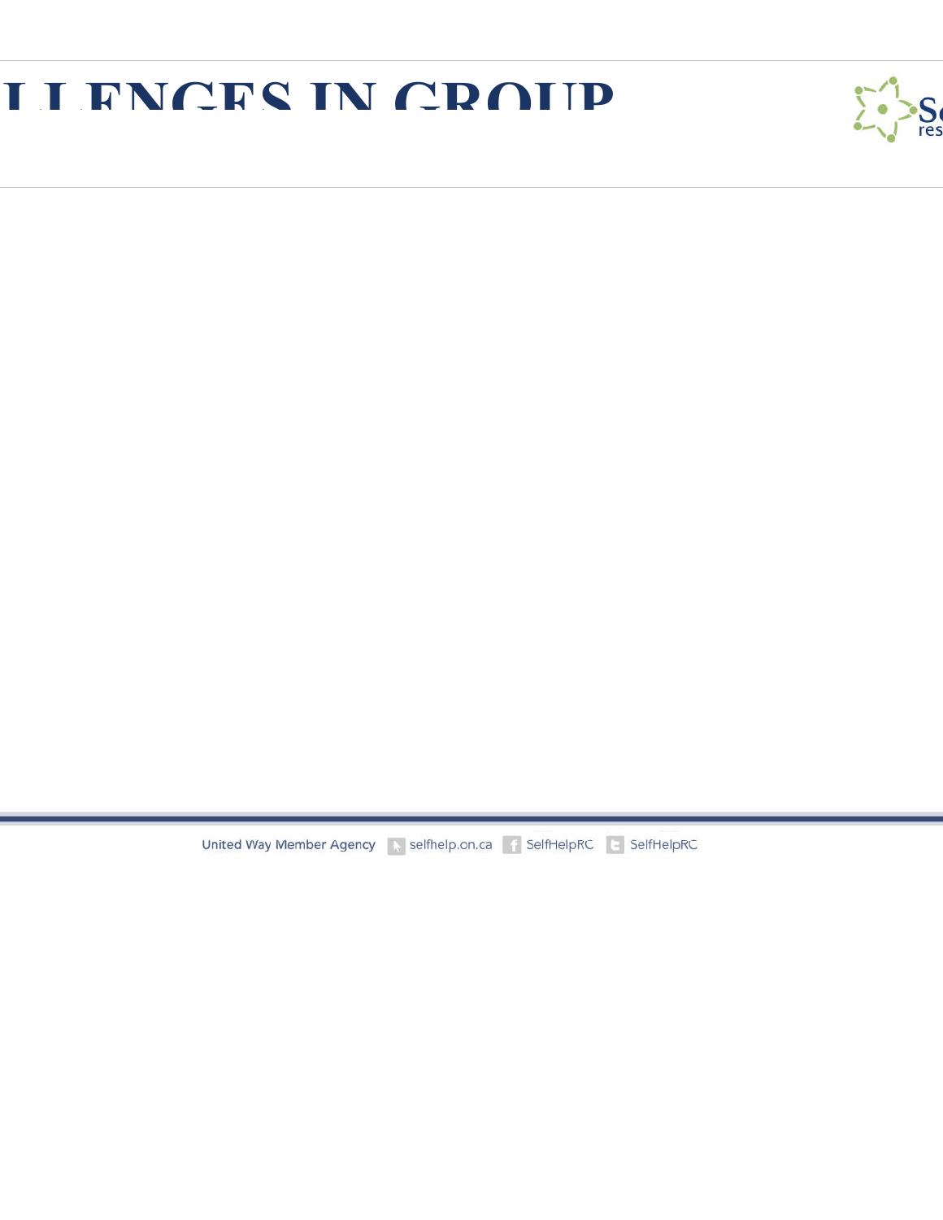# LLENGES IN GROUP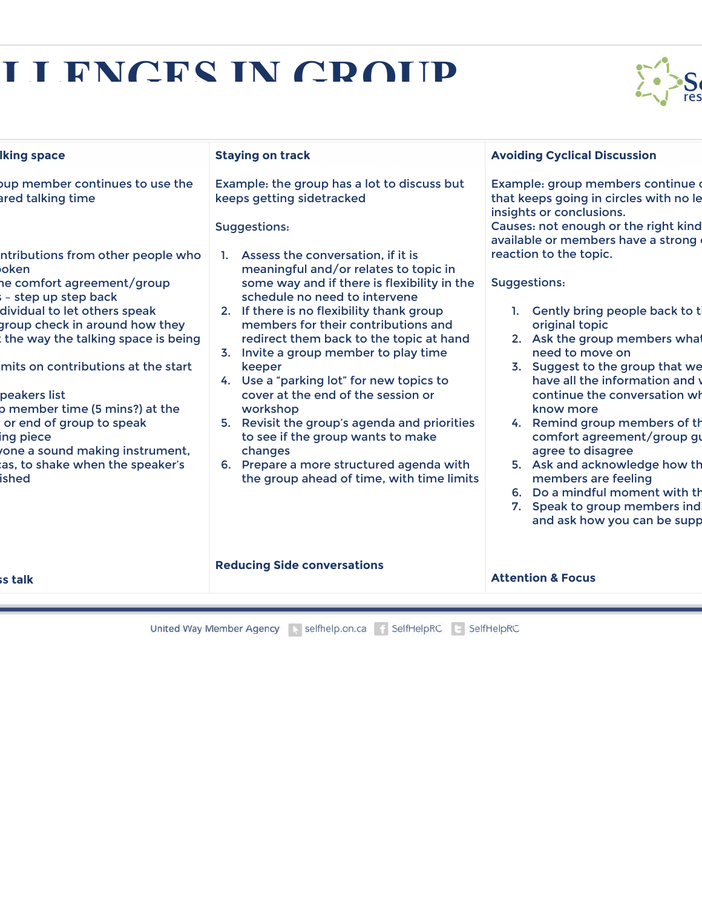# LLENGES IN GROUP

| lking space | Staying on track | Avoiding Cyclical Discussion |
|---|---|---|
| oup member continues to use the ared talking time<br><br>ntributions from other people who poken<br>he comfort agreement/group<br>s – step up step back<br>dividual to let others speak<br>group check in around how they<br>the way the talking space is being<br><br>imits on contributions at the start<br><br>peakers list<br>o member time (5 mins?) at the<br>or end of group to speak<br>ing piece<br>yone a sound making instrument,<br>cas, to shake when the speaker's<br>ished | Example: the group has a lot to discuss but keeps getting sidetracked<br><br>Suggestions:<br><br>1. Assess the conversation, if it is meaningful and/or relates to topic in some way and if there is flexibility in the schedule no need to intervene<br>2. If there is no flexibility thank group members for their contributions and redirect them back to the topic at hand<br>3. Invite a group member to play time keeper<br>4. Use a "parking lot" for new topics to cover at the end of the session or workshop<br>5. Revisit the group's agenda and priorities to see if the group wants to make changes<br>6. Prepare a more structured agenda with the group ahead of time, with time limits | Example: group members continue c that keeps going in circles with no le insights or conclusions.<br>Causes: not enough or the right kind available or members have a strong e reaction to the topic.<br><br>Suggestions:<br><br>1. Gently bring people back to t original topic<br>2. Ask the group members what need to move on<br>3. Suggest to the group that we have all the information and v continue the conversation wh know more<br>4. Remind group members of th comfort agreement/group gu agree to disagree<br>5. Ask and acknowledge how th members are feeling<br>6. Do a mindful moment with th<br>7. Speak to group members indi and ask how you can be supp |
| **ss talk** | **Reducing Side conversations** | **Attention & Focus** |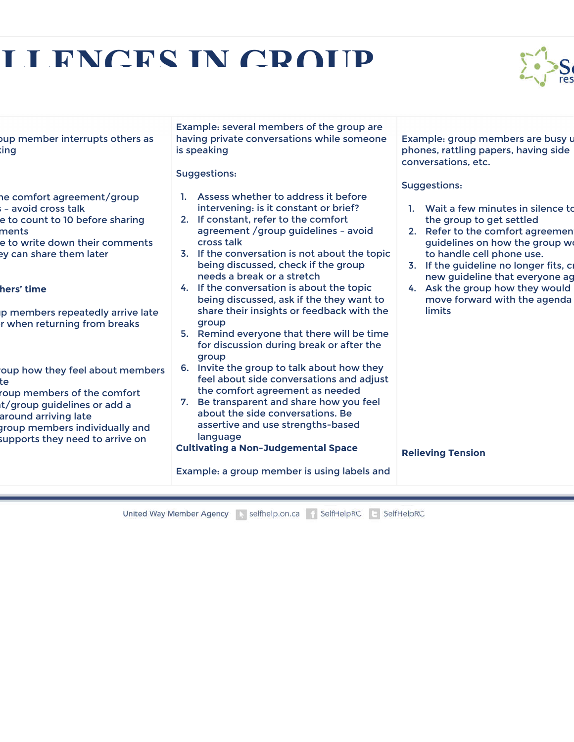# LLENGES IN GROUP

oup member interrupts others as king

he comfort agreement/group s – avoid cross talk
e to count to 10 before sharing ments
e to write down their comments ey can share them later

**hers' time**

p members repeatedly arrive late r when returning from breaks

oup how they feel about members te
roup members of the comfort t/group guidelines or add a around arriving late
group members individually and supports they need to arrive on

Example: several members of the group are having private conversations while someone is speaking

Suggestions:

1. Assess whether to address it before intervening: is it constant or brief?
2. If constant, refer to the comfort agreement /group guidelines – avoid cross talk
3. If the conversation is not about the topic being discussed, check if the group needs a break or a stretch
4. If the conversation is about the topic being discussed, ask if the they want to share their insights or feedback with the group
5. Remind everyone that there will be time for discussion during break or after the group
6. Invite the group to talk about how they feel about side conversations and adjust the comfort agreement as needed
7. Be transparent and share how you feel about the side conversations. Be assertive and use strengths-based language

**Cultivating a Non-Judgemental Space**

Example: a group member is using labels and

Example: group members are busy u phones, rattling papers, having side conversations, etc.

Suggestions:

1. Wait a few minutes in silence to the group to get settled
2. Refer to the comfort agreemen guidelines on how the group wo to handle cell phone use.
3. If the guideline no longer fits, cr new guideline that everyone ag
4. Ask the group how they would move forward with the agenda limits

**Relieving Tension**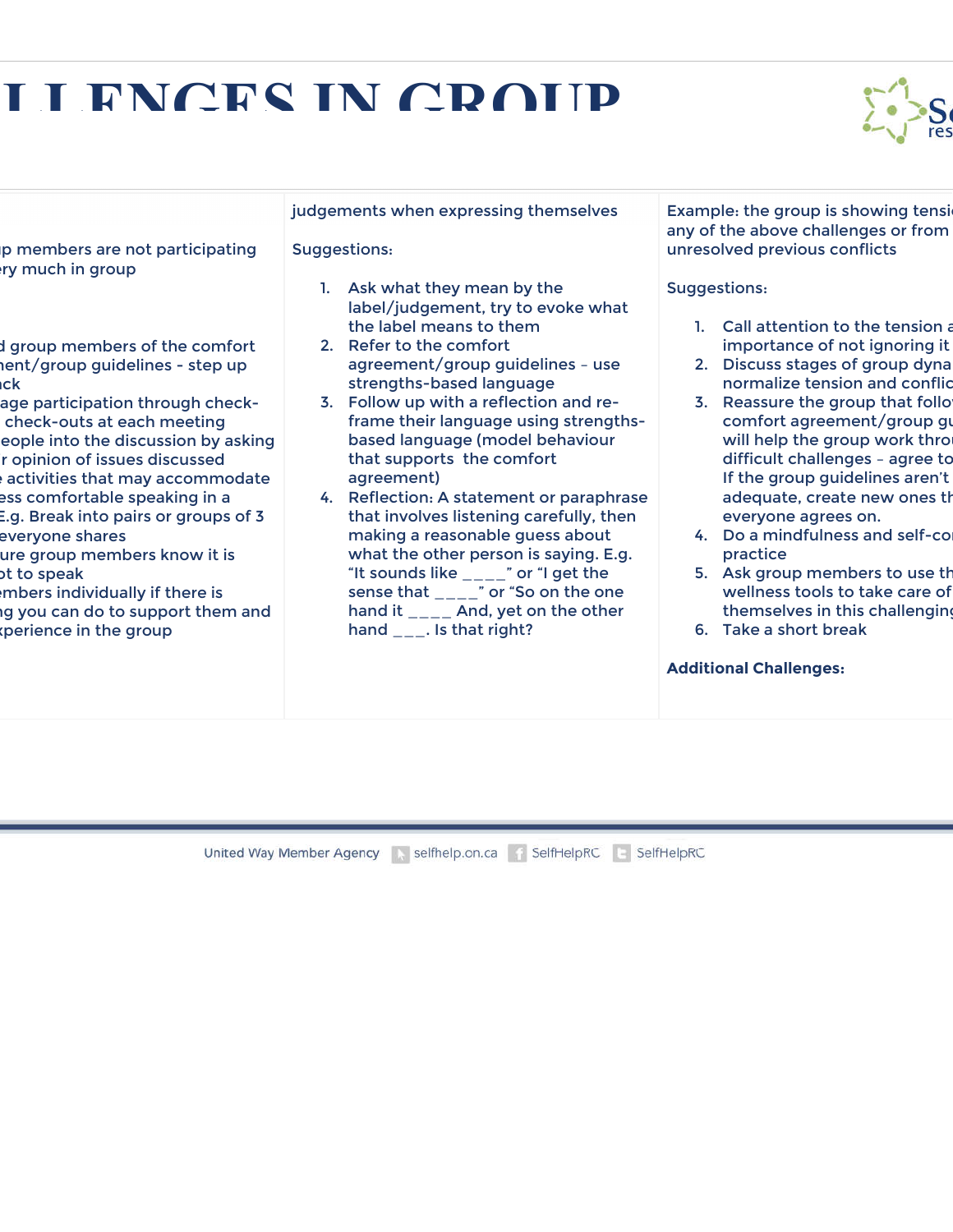# LLENGES IN GROUP

| | | |
|---|---|---|
| p members are not participating ry much in group<br><br>d group members of the comfort ment/group guidelines - step up ck<br>age participation through check- check-outs at each meeting<br>eople into the discussion by asking r opinion of issues discussed<br>e activities that may accommodate ess comfortable speaking in a E.g. Break into pairs or groups of 3 everyone shares<br>ure group members know it is ot to speak<br>embers individually if there is ng you can do to support them and xperience in the group | judgements when expressing themselves<br><br>Suggestions:<br><br>1. Ask what they mean by the label/judgement, try to evoke what the label means to them<br>2. Refer to the comfort agreement/group guidelines – use strengths-based language<br>3. Follow up with a reflection and re-frame their language using strengths-based language (model behaviour that supports the comfort agreement)<br>4. Reflection: A statement or paraphrase that involves listening carefully, then making a reasonable guess about what the other person is saying. E.g. "It sounds like ____" or "I get the sense that ____" or "So on the one hand it ____ And, yet on the other hand ___. Is that right? | Example: the group is showing tensi any of the above challenges or from unresolved previous conflicts<br><br>Suggestions:<br><br>1. Call attention to the tension a importance of not ignoring it<br>2. Discuss stages of group dyna normalize tension and conflic<br>3. Reassure the group that follo comfort agreement/group gu will help the group work thro difficult challenges – agree to If the group guidelines aren't adequate, create new ones th everyone agrees on.<br>4. Do a mindfulness and self-co practice<br>5. Ask group members to use th wellness tools to take care of themselves in this challenging<br>6. Take a short break<br><br>**Additional Challenges:** |